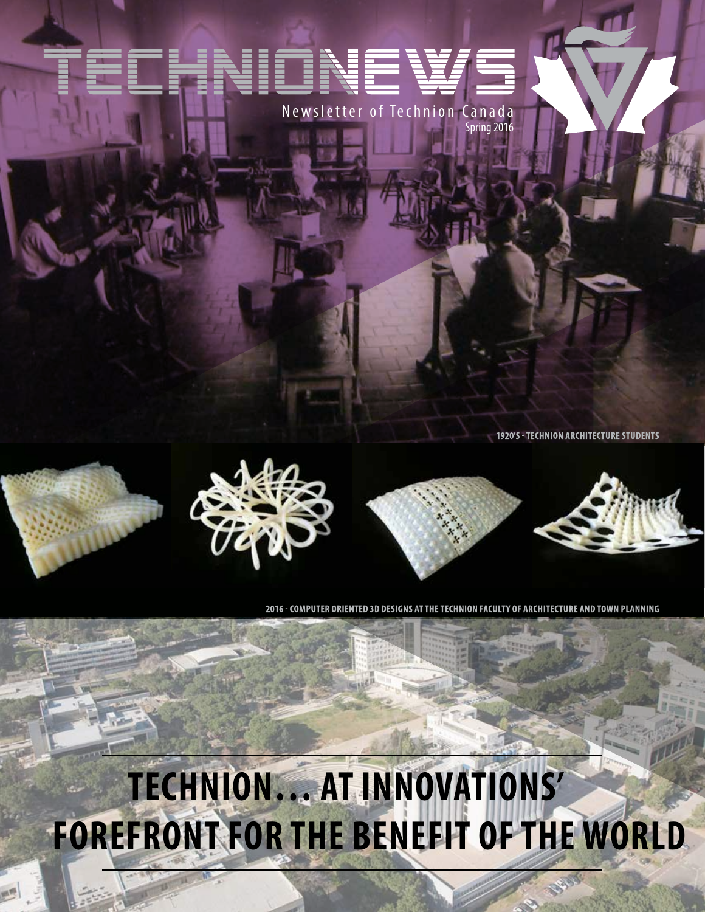# TECHNIONEWS

Newsletter of Technion Canada

Spring 2016

1920'S - TECHNION ARCHITECTURE STUDENTS

2016 - COMPUTER ORIENTED 3D DESIGNS AT THE TECHNION FACULTY OF ARCHITECTURE AND TOWN PLANNING

# TECHNION… AT INNOVATIONS' FOREFRONT FOR THE BENEFIT OF THE WORLD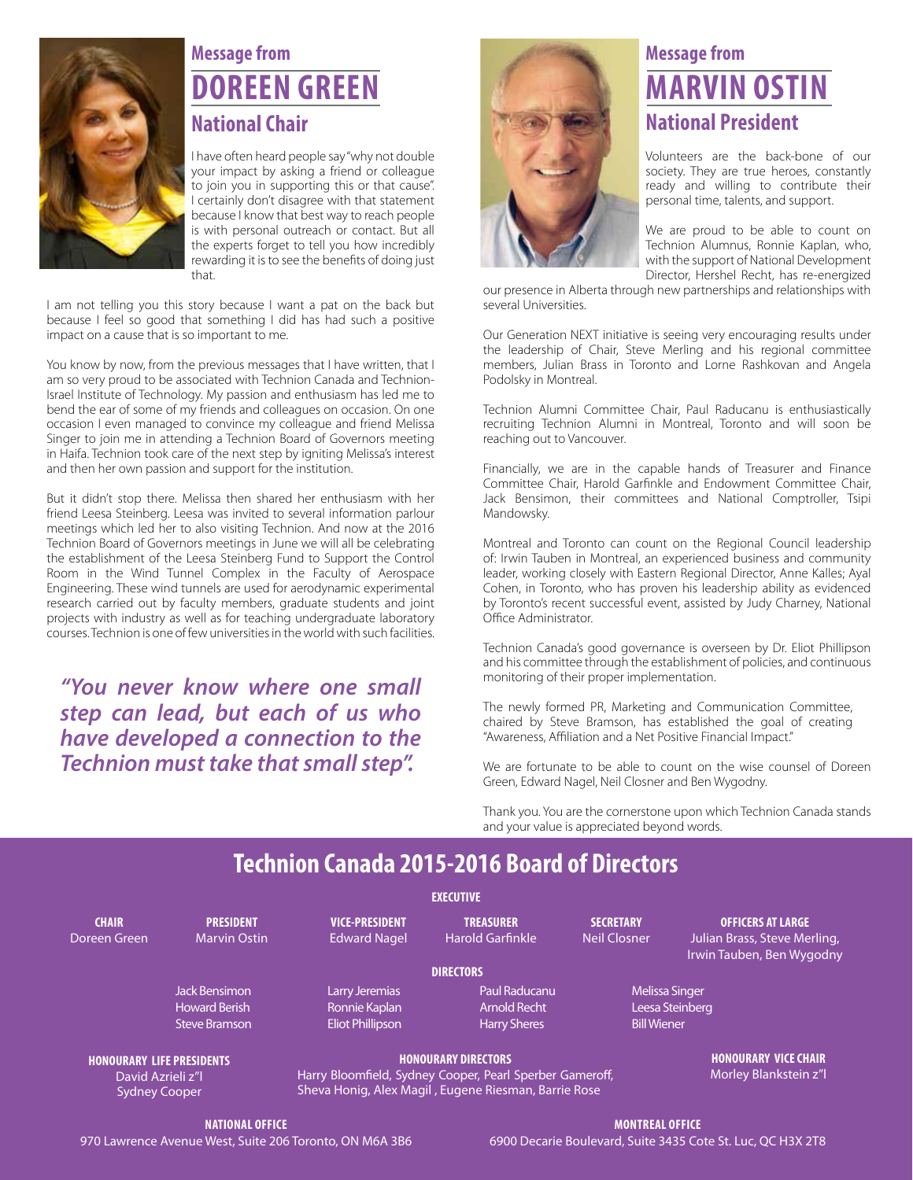## Message from DOREEN GREEN

### National Chair

I have often heard people say "why not double your impact by asking a friend or colleague to join you in supporting this or that cause". I certainly don't disagree with that statement because I know that best way to reach people is with personal outreach or contact. But all the experts forget to tell you how incredibly rewarding it is to see the benefits of doing just that.

I am not telling you this story because I want a pat on the back but because I feel so good that something I did has had such a positive impact on a cause that is so important to me.

You know by now, from the previous messages that I have written, that I am so very proud to be associated with Technion Canada and Technion-Israel Institute of Technology. My passion and enthusiasm has led me to bend the ear of some of my friends and colleagues on occasion. On one occasion I even managed to convince my colleague and friend Melissa Singer to join me in attending a Technion Board of Governors meeting in Haifa. Technion took care of the next step by igniting Melissa's interest and then her own passion and support for the institution.

But it didn't stop there. Melissa then shared her enthusiasm with her friend Leesa Steinberg. Leesa was invited to several information parlour meetings which led her to also visiting Technion. And now at the 2016 Technion Board of Governors meetings in June we will all be celebrating the establishment of the Leesa Steinberg Fund to Support the Control Room in the Wind Tunnel Complex in the Faculty of Aerospace Engineering. These wind tunnels are used for aerodynamic experimental research carried out by faculty members, graduate students and joint projects with industry as well as for teaching undergraduate laboratory courses. Technion is one of few universities in the world with such facilities.

***"You never know where one small step can lead, but each of us who have developed a connection to the Technion must take that small step".***

## Message from MARVIN OSTIN

### National President

Volunteers are the back-bone of our society. They are true heroes, constantly ready and willing to contribute their personal time, talents, and support.

We are proud to be able to count on Technion Alumnus, Ronnie Kaplan, who, with the support of National Development Director, Hershel Recht, has re-energized our presence in Alberta through new partnerships and relationships with several Universities.

Our Generation NEXT initiative is seeing very encouraging results under the leadership of Chair, Steve Merling and his regional committee members, Julian Brass in Toronto and Lorne Rashkovan and Angela Podolsky in Montreal.

Technion Alumni Committee Chair, Paul Raducanu is enthusiastically recruiting Technion Alumni in Montreal, Toronto and will soon be reaching out to Vancouver.

Financially, we are in the capable hands of Treasurer and Finance Committee Chair, Harold Garfinkle and Endowment Committee Chair, Jack Bensimon, their committees and National Comptroller, Tsipi Mandowsky.

Montreal and Toronto can count on the Regional Council leadership of: Irwin Tauben in Montreal, an experienced business and community leader, working closely with Eastern Regional Director, Anne Kalles; Ayal Cohen, in Toronto, who has proven his leadership ability as evidenced by Toronto's recent successful event, assisted by Judy Charney, National Office Administrator.

Technion Canada's good governance is overseen by Dr. Eliot Phillipson and his committee through the establishment of policies, and continuous monitoring of their proper implementation.

The newly formed PR, Marketing and Communication Committee, chaired by Steve Bramson, has established the goal of creating "Awareness, Affiliation and a Net Positive Financial Impact."

We are fortunate to be able to count on the wise counsel of Doreen Green, Edward Nagel, Neil Closner and Ben Wygodny.

Thank you. You are the cornerstone upon which Technion Canada stands and your value is appreciated beyond words.

## Technion Canada 2015-2016 Board of Directors

**EXECUTIVE**

| CHAIR | PRESIDENT | VICE-PRESIDENT | TREASURER | SECRETARY | OFFICERS AT LARGE |
|---|---|---|---|---|---|
| Doreen Green | Marvin Ostin | Edward Nagel | Harold Garfinkle | Neil Closner | Julian Brass, Steve Merling, Irwin Tauben, Ben Wygodny |

**DIRECTORS**

| | | | |
|---|---|---|---|
| Jack Bensimon | Larry Jeremias | Paul Raducanu | Melissa Singer |
| Howard Berish | Ronnie Kaplan | Arnold Recht | Leesa Steinberg |
| Steve Bramson | Eliot Phillipson | Harry Sheres | Bill Wiener |

**HONOURARY LIFE PRESIDENTS**
David Azrieli z"l
Sydney Cooper

**HONOURARY DIRECTORS**
Harry Bloomfield, Sydney Cooper, Pearl Sperber Gameroff, Sheva Honig, Alex Magil , Eugene Riesman, Barrie Rose

**HONOURARY VICE CHAIR**
Morley Blankstein z"l

**NATIONAL OFFICE**
970 Lawrence Avenue West, Suite 206 Toronto, ON M6A 3B6

**MONTREAL OFFICE**
6900 Decarie Boulevard, Suite 3435 Cote St. Luc, QC H3X 2T8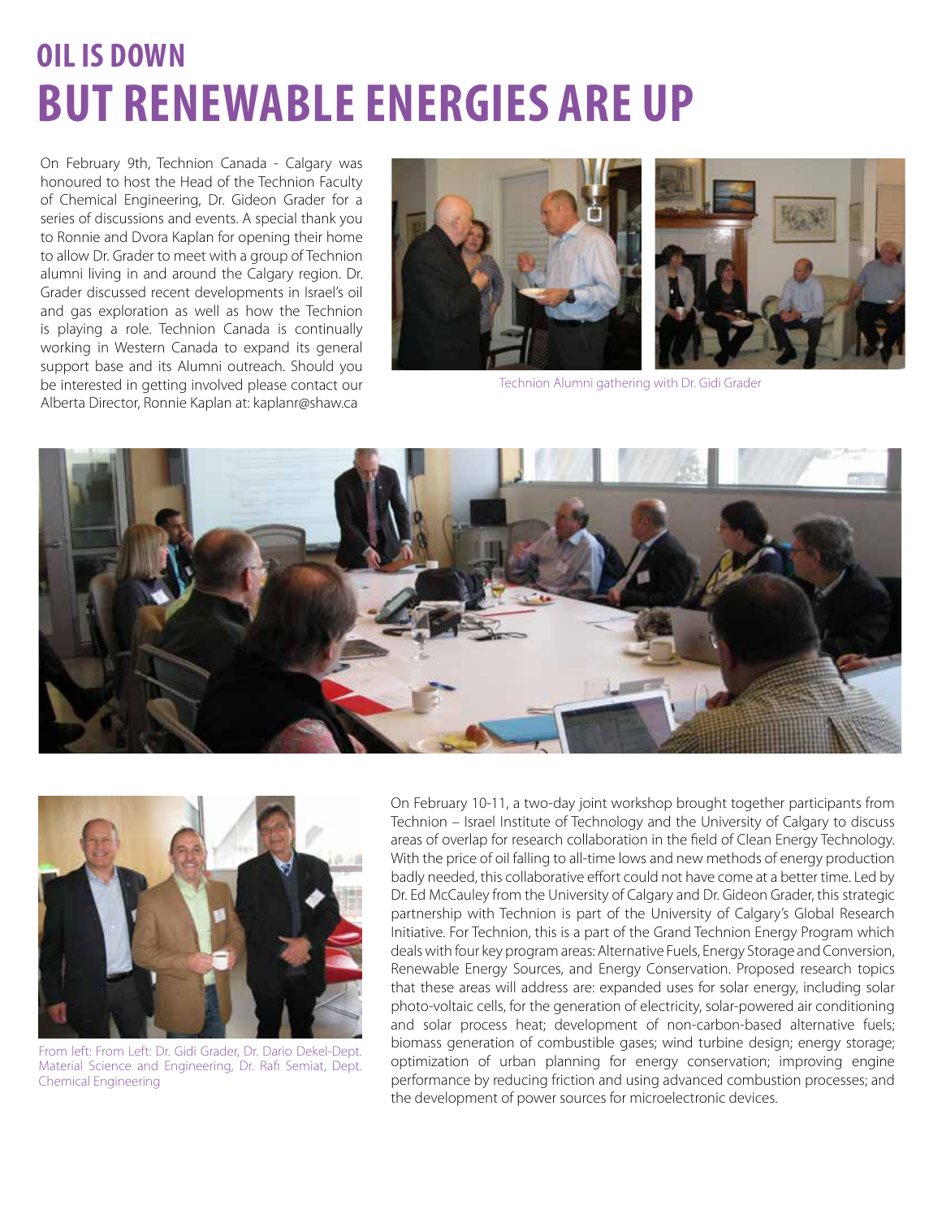# OIL IS DOWN
# BUT RENEWABLE ENERGIES ARE UP

On February 9th, Technion Canada - Calgary was honoured to host the Head of the Technion Faculty of Chemical Engineering, Dr. Gideon Grader for a series of discussions and events. A special thank you to Ronnie and Dvora Kaplan for opening their home to allow Dr. Grader to meet with a group of Technion alumni living in and around the Calgary region. Dr. Grader discussed recent developments in Israel's oil and gas exploration as well as how the Technion is playing a role. Technion Canada is continually working in Western Canada to expand its general support base and its Alumni outreach. Should you be interested in getting involved please contact our Alberta Director, Ronnie Kaplan at: kaplanr@shaw.ca

Technion Alumni gathering with Dr. Gidi Grader

From left: From Left: Dr. Gidi Grader, Dr. Dario Dekel-Dept. Material Science and Engineering, Dr. Rafi Semiat, Dept. Chemical Engineering

On February 10-11, a two-day joint workshop brought together participants from Technion – Israel Institute of Technology and the University of Calgary to discuss areas of overlap for research collaboration in the field of Clean Energy Technology. With the price of oil falling to all-time lows and new methods of energy production badly needed, this collaborative effort could not have come at a better time. Led by Dr. Ed McCauley from the University of Calgary and Dr. Gideon Grader, this strategic partnership with Technion is part of the University of Calgary's Global Research Initiative. For Technion, this is a part of the Grand Technion Energy Program which deals with four key program areas: Alternative Fuels, Energy Storage and Conversion, Renewable Energy Sources, and Energy Conservation. Proposed research topics that these areas will address are: expanded uses for solar energy, including solar photo-voltaic cells, for the generation of electricity, solar-powered air conditioning and solar process heat; development of non-carbon-based alternative fuels; biomass generation of combustible gases; wind turbine design; energy storage; optimization of urban planning for energy conservation; improving engine performance by reducing friction and using advanced combustion processes; and the development of power sources for microelectronic devices.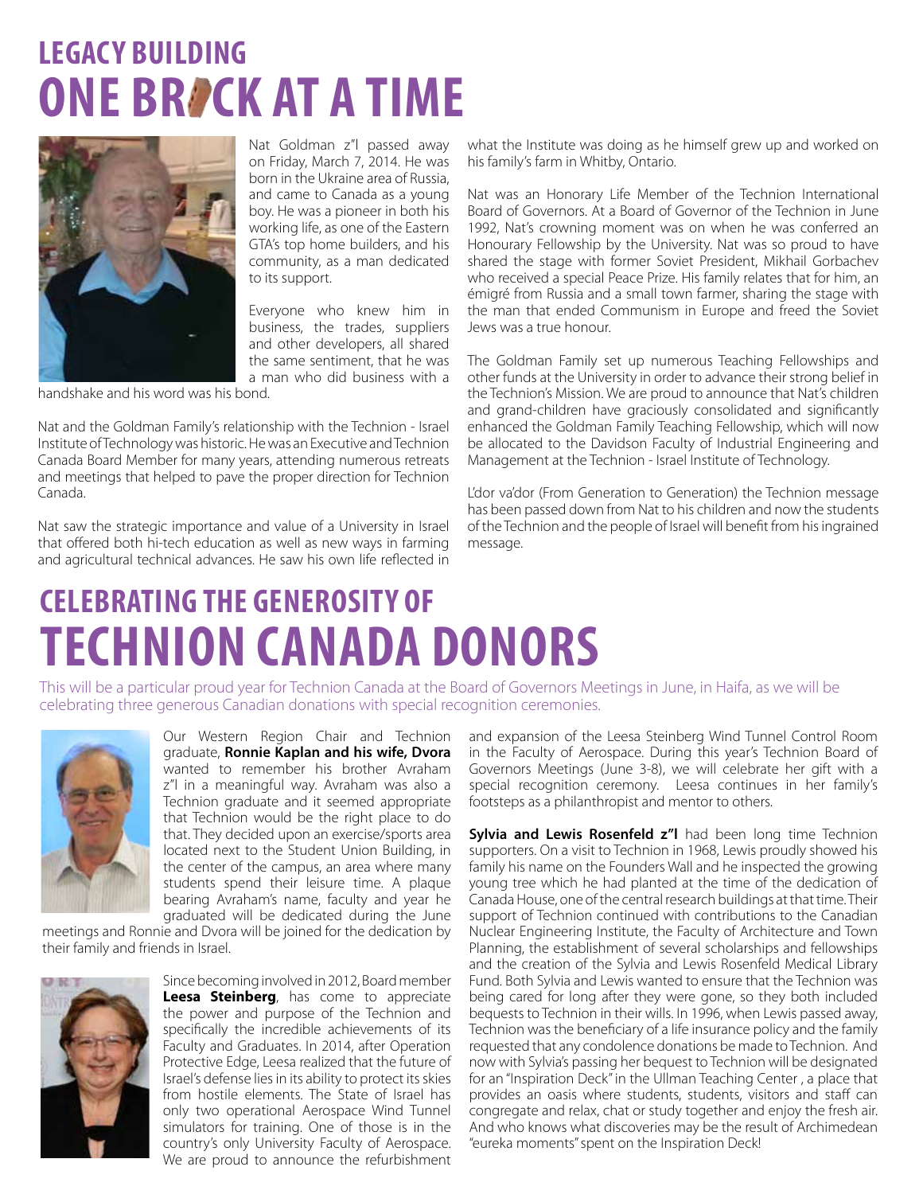# LEGACY BUILDING
# ONE BRICK AT A TIME

Nat Goldman z"l passed away on Friday, March 7, 2014. He was born in the Ukraine area of Russia, and came to Canada as a young boy. He was a pioneer in both his working life, as one of the Eastern GTA's top home builders, and his community, as a man dedicated to its support.

Everyone who knew him in business, the trades, suppliers and other developers, all shared the same sentiment, that he was a man who did business with a handshake and his word was his bond.

Nat and the Goldman Family's relationship with the Technion - Israel Institute of Technology was historic. He was an Executive and Technion Canada Board Member for many years, attending numerous retreats and meetings that helped to pave the proper direction for Technion Canada.

Nat saw the strategic importance and value of a University in Israel that offered both hi-tech education as well as new ways in farming and agricultural technical advances. He saw his own life reflected in what the Institute was doing as he himself grew up and worked on his family's farm in Whitby, Ontario.

Nat was an Honorary Life Member of the Technion International Board of Governors. At a Board of Governor of the Technion in June 1992, Nat's crowning moment was on when he was conferred an Honourary Fellowship by the University. Nat was so proud to have shared the stage with former Soviet President, Mikhail Gorbachev who received a special Peace Prize. His family relates that for him, an émigré from Russia and a small town farmer, sharing the stage with the man that ended Communism in Europe and freed the Soviet Jews was a true honour.

The Goldman Family set up numerous Teaching Fellowships and other funds at the University in order to advance their strong belief in the Technion's Mission. We are proud to announce that Nat's children and grand-children have graciously consolidated and significantly enhanced the Goldman Family Teaching Fellowship, which will now be allocated to the Davidson Faculty of Industrial Engineering and Management at the Technion - Israel Institute of Technology.

L'dor va'dor (From Generation to Generation) the Technion message has been passed down from Nat to his children and now the students of the Technion and the people of Israel will benefit from his ingrained message.

# CELEBRATING THE GENEROSITY OF
# TECHNION CANADA DONORS

This will be a particular proud year for Technion Canada at the Board of Governors Meetings in June, in Haifa, as we will be celebrating three generous Canadian donations with special recognition ceremonies.

Our Western Region Chair and Technion graduate, **Ronnie Kaplan and his wife, Dvora** wanted to remember his brother Avraham z"l in a meaningful way. Avraham was also a Technion graduate and it seemed appropriate that Technion would be the right place to do that. They decided upon an exercise/sports area located next to the Student Union Building, in the center of the campus, an area where many students spend their leisure time. A plaque bearing Avraham's name, faculty and year he graduated will be dedicated during the June meetings and Ronnie and Dvora will be joined for the dedication by their family and friends in Israel.

Since becoming involved in 2012, Board member **Leesa Steinberg**, has come to appreciate the power and purpose of the Technion and specifically the incredible achievements of its Faculty and Graduates. In 2014, after Operation Protective Edge, Leesa realized that the future of Israel's defense lies in its ability to protect its skies from hostile elements. The State of Israel has only two operational Aerospace Wind Tunnel simulators for training. One of those is in the country's only University Faculty of Aerospace. We are proud to announce the refurbishment and expansion of the Leesa Steinberg Wind Tunnel Control Room in the Faculty of Aerospace. During this year's Technion Board of Governors Meetings (June 3-8), we will celebrate her gift with a special recognition ceremony. Leesa continues in her family's footsteps as a philanthropist and mentor to others.

**Sylvia and Lewis Rosenfeld z"l** had been long time Technion supporters. On a visit to Technion in 1968, Lewis proudly showed his family his name on the Founders Wall and he inspected the growing young tree which he had planted at the time of the dedication of Canada House, one of the central research buildings at that time. Their support of Technion continued with contributions to the Canadian Nuclear Engineering Institute, the Faculty of Architecture and Town Planning, the establishment of several scholarships and fellowships and the creation of the Sylvia and Lewis Rosenfeld Medical Library Fund. Both Sylvia and Lewis wanted to ensure that the Technion was being cared for long after they were gone, so they both included bequests to Technion in their wills. In 1996, when Lewis passed away, Technion was the beneficiary of a life insurance policy and the family requested that any condolence donations be made to Technion. And now with Sylvia's passing her bequest to Technion will be designated for an "Inspiration Deck" in the Ullman Teaching Center , a place that provides an oasis where students, students, visitors and staff can congregate and relax, chat or study together and enjoy the fresh air. And who knows what discoveries may be the result of Archimedean "eureka moments" spent on the Inspiration Deck!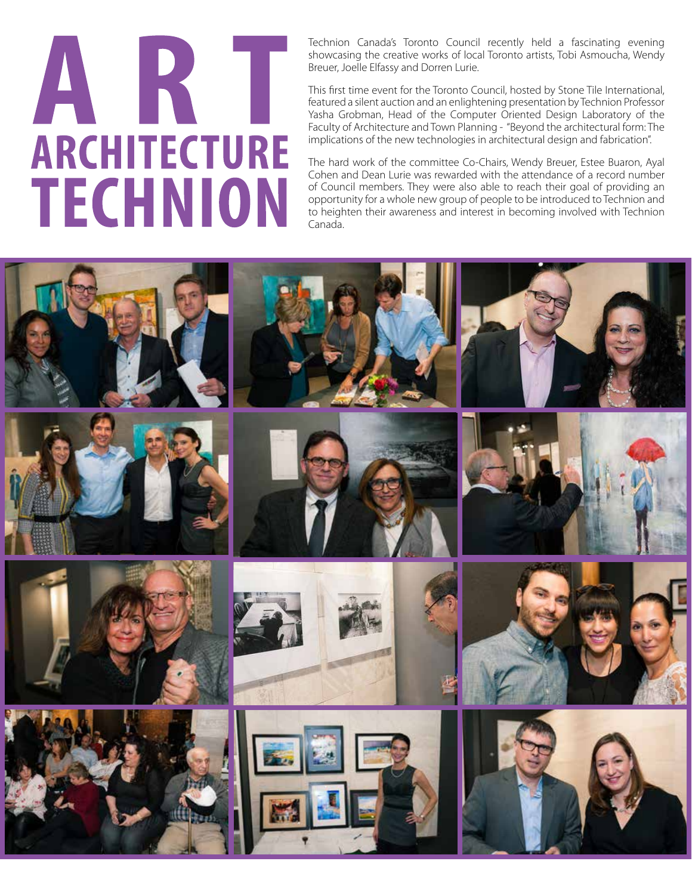# ART ARCHITECTURE TECHNION

Technion Canada's Toronto Council recently held a fascinating evening showcasing the creative works of local Toronto artists, Tobi Asmoucha, Wendy Breuer, Joelle Elfassy and Dorren Lurie.

This first time event for the Toronto Council, hosted by Stone Tile International, featured a silent auction and an enlightening presentation by Technion Professor Yasha Grobman, Head of the Computer Oriented Design Laboratory of the Faculty of Architecture and Town Planning - "Beyond the architectural form: The implications of the new technologies in architectural design and fabrication".

The hard work of the committee Co-Chairs, Wendy Breuer, Estee Buaron, Ayal Cohen and Dean Lurie was rewarded with the attendance of a record number of Council members. They were also able to reach their goal of providing an opportunity for a whole new group of people to be introduced to Technion and to heighten their awareness and interest in becoming involved with Technion Canada.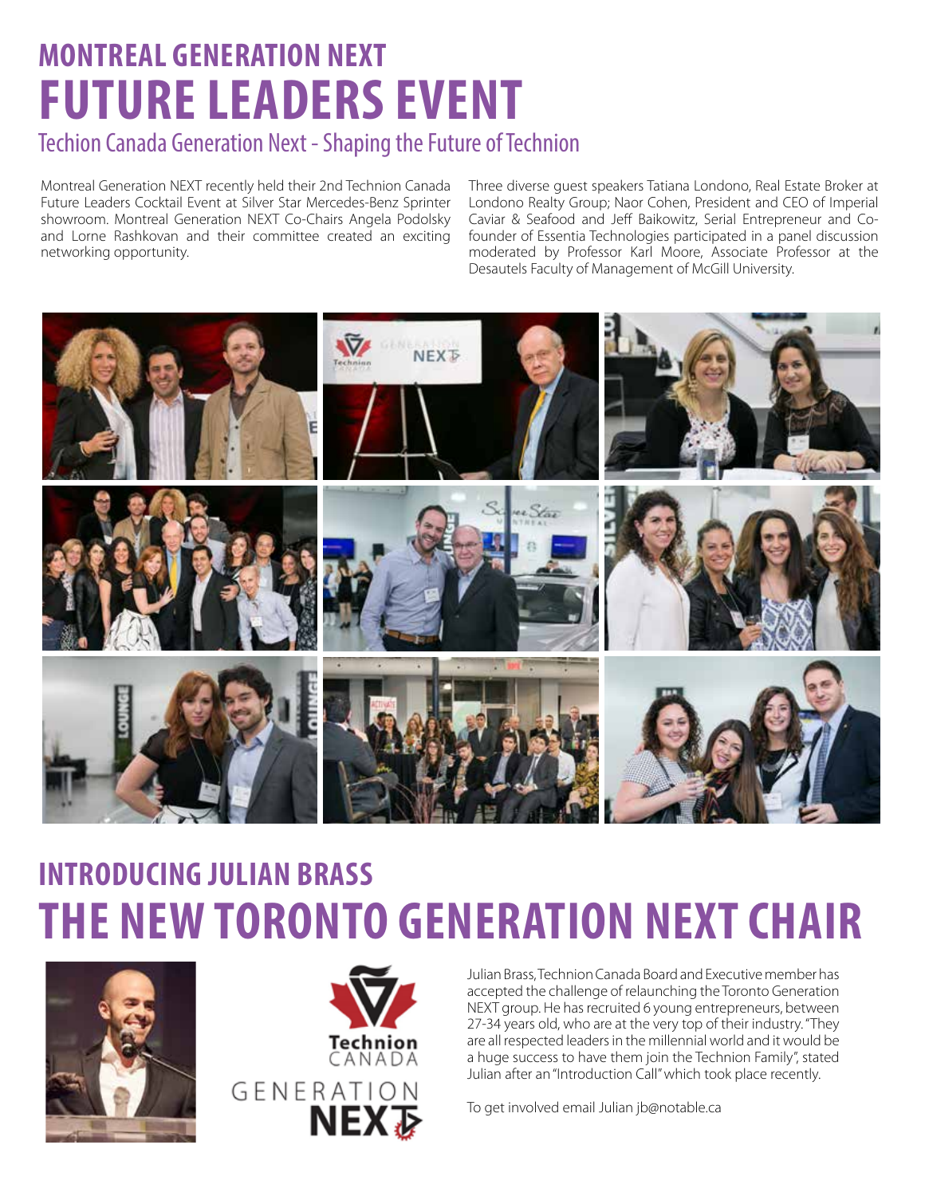# MONTREAL GENERATION NEXT
# FUTURE LEADERS EVENT

## Techion Canada Generation Next - Shaping the Future of Technion

Montreal Generation NEXT recently held their 2nd Technion Canada Future Leaders Cocktail Event at Silver Star Mercedes-Benz Sprinter showroom. Montreal Generation NEXT Co-Chairs Angela Podolsky and Lorne Rashkovan and their committee created an exciting networking opportunity.

Three diverse guest speakers Tatiana Londono, Real Estate Broker at Londono Realty Group; Naor Cohen, President and CEO of Imperial Caviar & Seafood and Jeff Baikowitz, Serial Entrepreneur and Co-founder of Essentia Technologies participated in a panel discussion moderated by Professor Karl Moore, Associate Professor at the Desautels Faculty of Management of McGill University.

# INTRODUCING JULIAN BRASS
# THE NEW TORONTO GENERATION NEXT CHAIR

Julian Brass, Technion Canada Board and Executive member has accepted the challenge of relaunching the Toronto Generation NEXT group. He has recruited 6 young entrepreneurs, between 27-34 years old, who are at the very top of their industry. "They are all respected leaders in the millennial world and it would be a huge success to have them join the Technion Family", stated Julian after an "Introduction Call" which took place recently.

To get involved email Julian jb@notable.ca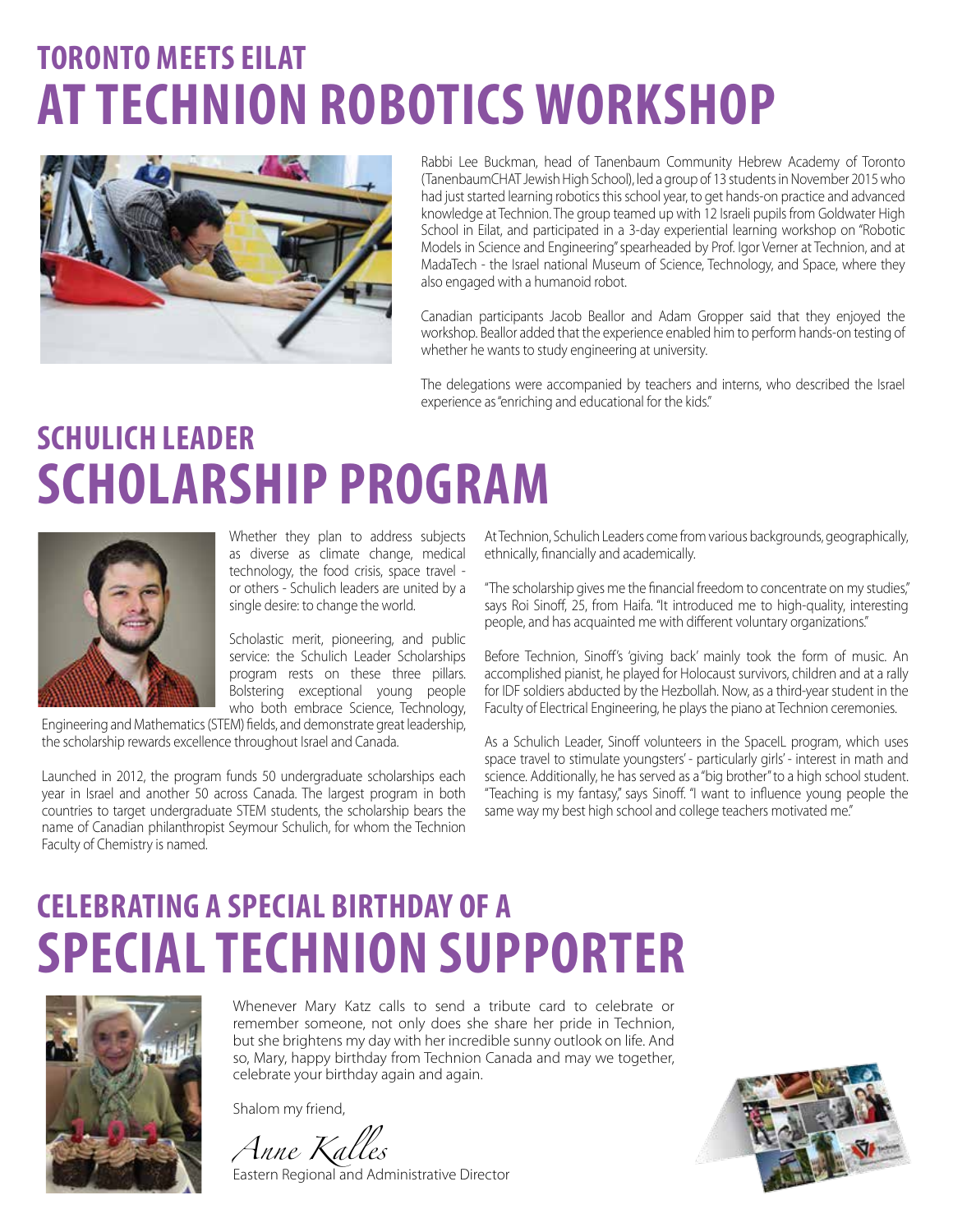# TORONTO MEETS EILAT AT TECHNION ROBOTICS WORKSHOP

Rabbi Lee Buckman, head of Tanenbaum Community Hebrew Academy of Toronto (TanenbaumCHAT Jewish High School), led a group of 13 students in November 2015 who had just started learning robotics this school year, to get hands-on practice and advanced knowledge at Technion. The group teamed up with 12 Israeli pupils from Goldwater High School in Eilat, and participated in a 3-day experiential learning workshop on "Robotic Models in Science and Engineering" spearheaded by Prof. Igor Verner at Technion, and at MadaTech - the Israel national Museum of Science, Technology, and Space, where they also engaged with a humanoid robot.

Canadian participants Jacob Beallor and Adam Gropper said that they enjoyed the workshop. Beallor added that the experience enabled him to perform hands-on testing of whether he wants to study engineering at university.

The delegations were accompanied by teachers and interns, who described the Israel experience as "enriching and educational for the kids."

# SCHULICH LEADER SCHOLARSHIP PROGRAM

Whether they plan to address subjects as diverse as climate change, medical technology, the food crisis, space travel - or others - Schulich leaders are united by a single desire: to change the world.

Scholastic merit, pioneering, and public service: the Schulich Leader Scholarships program rests on these three pillars. Bolstering exceptional young people who both embrace Science, Technology, Engineering and Mathematics (STEM) fields, and demonstrate great leadership, the scholarship rewards excellence throughout Israel and Canada.

Launched in 2012, the program funds 50 undergraduate scholarships each year in Israel and another 50 across Canada. The largest program in both countries to target undergraduate STEM students, the scholarship bears the name of Canadian philanthropist Seymour Schulich, for whom the Technion Faculty of Chemistry is named.

At Technion, Schulich Leaders come from various backgrounds, geographically, ethnically, financially and academically.

"The scholarship gives me the financial freedom to concentrate on my studies," says Roi Sinoff, 25, from Haifa. "It introduced me to high-quality, interesting people, and has acquainted me with different voluntary organizations."

Before Technion, Sinoff's 'giving back' mainly took the form of music. An accomplished pianist, he played for Holocaust survivors, children and at a rally for IDF soldiers abducted by the Hezbollah. Now, as a third-year student in the Faculty of Electrical Engineering, he plays the piano at Technion ceremonies.

As a Schulich Leader, Sinoff volunteers in the SpaceIL program, which uses space travel to stimulate youngsters' - particularly girls' - interest in math and science. Additionally, he has served as a "big brother" to a high school student. "Teaching is my fantasy," says Sinoff. "I want to influence young people the same way my best high school and college teachers motivated me."

# CELEBRATING A SPECIAL BIRTHDAY OF A SPECIAL TECHNION SUPPORTER

Whenever Mary Katz calls to send a tribute card to celebrate or remember someone, not only does she share her pride in Technion, but she brightens my day with her incredible sunny outlook on life. And so, Mary, happy birthday from Technion Canada and may we together, celebrate your birthday again and again.

Shalom my friend,

*Anne Kalles*

Eastern Regional and Administrative Director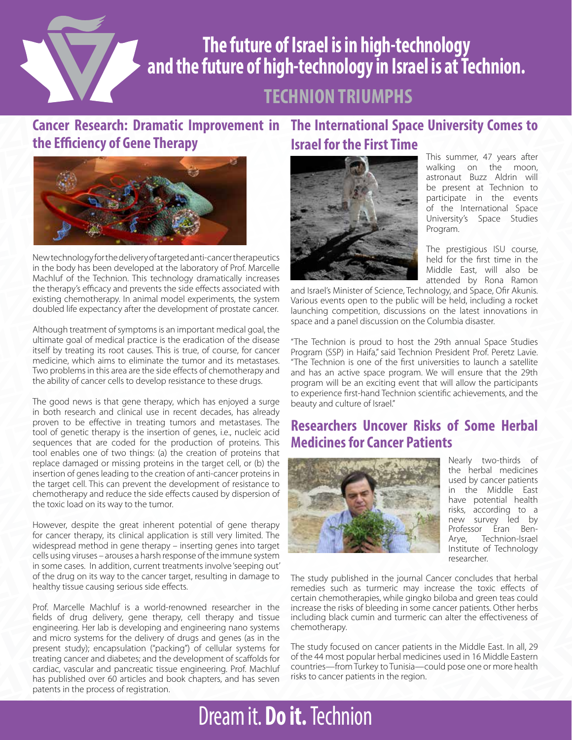# The future of Israel is in high-technology and the future of high-technology in Israel is at Technion.

## TECHNION TRIUMPHS

### Cancer Research: Dramatic Improvement in the Efficiency of Gene Therapy

New technology for the delivery of targeted anti-cancer therapeutics in the body has been developed at the laboratory of Prof. Marcelle Machluf of the Technion. This technology dramatically increases the therapy's efficacy and prevents the side effects associated with existing chemotherapy. In animal model experiments, the system doubled life expectancy after the development of prostate cancer.

Although treatment of symptoms is an important medical goal, the ultimate goal of medical practice is the eradication of the disease itself by treating its root causes. This is true, of course, for cancer medicine, which aims to eliminate the tumor and its metastases. Two problems in this area are the side effects of chemotherapy and the ability of cancer cells to develop resistance to these drugs.

The good news is that gene therapy, which has enjoyed a surge in both research and clinical use in recent decades, has already proven to be effective in treating tumors and metastases. The tool of genetic therapy is the insertion of genes, i.e., nucleic acid sequences that are coded for the production of proteins. This tool enables one of two things: (a) the creation of proteins that replace damaged or missing proteins in the target cell, or (b) the insertion of genes leading to the creation of anti-cancer proteins in the target cell. This can prevent the development of resistance to chemotherapy and reduce the side effects caused by dispersion of the toxic load on its way to the tumor.

However, despite the great inherent potential of gene therapy for cancer therapy, its clinical application is still very limited. The widespread method in gene therapy – inserting genes into target cells using viruses – arouses a harsh response of the immune system in some cases. In addition, current treatments involve 'seeping out' of the drug on its way to the cancer target, resulting in damage to healthy tissue causing serious side effects.

Prof. Marcelle Machluf is a world-renowned researcher in the fields of drug delivery, gene therapy, cell therapy and tissue engineering. Her lab is developing and engineering nano systems and micro systems for the delivery of drugs and genes (as in the present study); encapsulation ("packing") of cellular systems for treating cancer and diabetes; and the development of scaffolds for cardiac, vascular and pancreatic tissue engineering. Prof. Machluf has published over 60 articles and book chapters, and has seven patents in the process of registration.

### The International Space University Comes to Israel for the First Time

This summer, 47 years after walking on the moon, astronaut Buzz Aldrin will be present at Technion to participate in the events of the International Space University's Space Studies Program.

The prestigious ISU course, held for the first time in the Middle East, will also be attended by Rona Ramon and Israel's Minister of Science, Technology, and Space, Ofir Akunis. Various events open to the public will be held, including a rocket launching competition, discussions on the latest innovations in space and a panel discussion on the Columbia disaster.

"The Technion is proud to host the 29th annual Space Studies Program (SSP) in Haifa," said Technion President Prof. Peretz Lavie. "The Technion is one of the first universities to launch a satellite and has an active space program. We will ensure that the 29th program will be an exciting event that will allow the participants to experience first-hand Technion scientific achievements, and the beauty and culture of Israel."

### Researchers Uncover Risks of Some Herbal Medicines for Cancer Patients

Nearly two-thirds of the herbal medicines used by cancer patients in the Middle East have potential health risks, according to a new survey led by Professor Eran Ben-Arye, Technion-Israel Institute of Technology researcher.

The study published in the journal Cancer concludes that herbal remedies such as turmeric may increase the toxic effects of certain chemotherapies, while gingko biloba and green teas could increase the risks of bleeding in some cancer patients. Other herbs including black cumin and turmeric can alter the effectiveness of chemotherapy.

The study focused on cancer patients in the Middle East. In all, 29 of the 44 most popular herbal medicines used in 16 Middle Eastern countries—from Turkey to Tunisia—could pose one or more health risks to cancer patients in the region.

Dream it. **Do it.** Technion